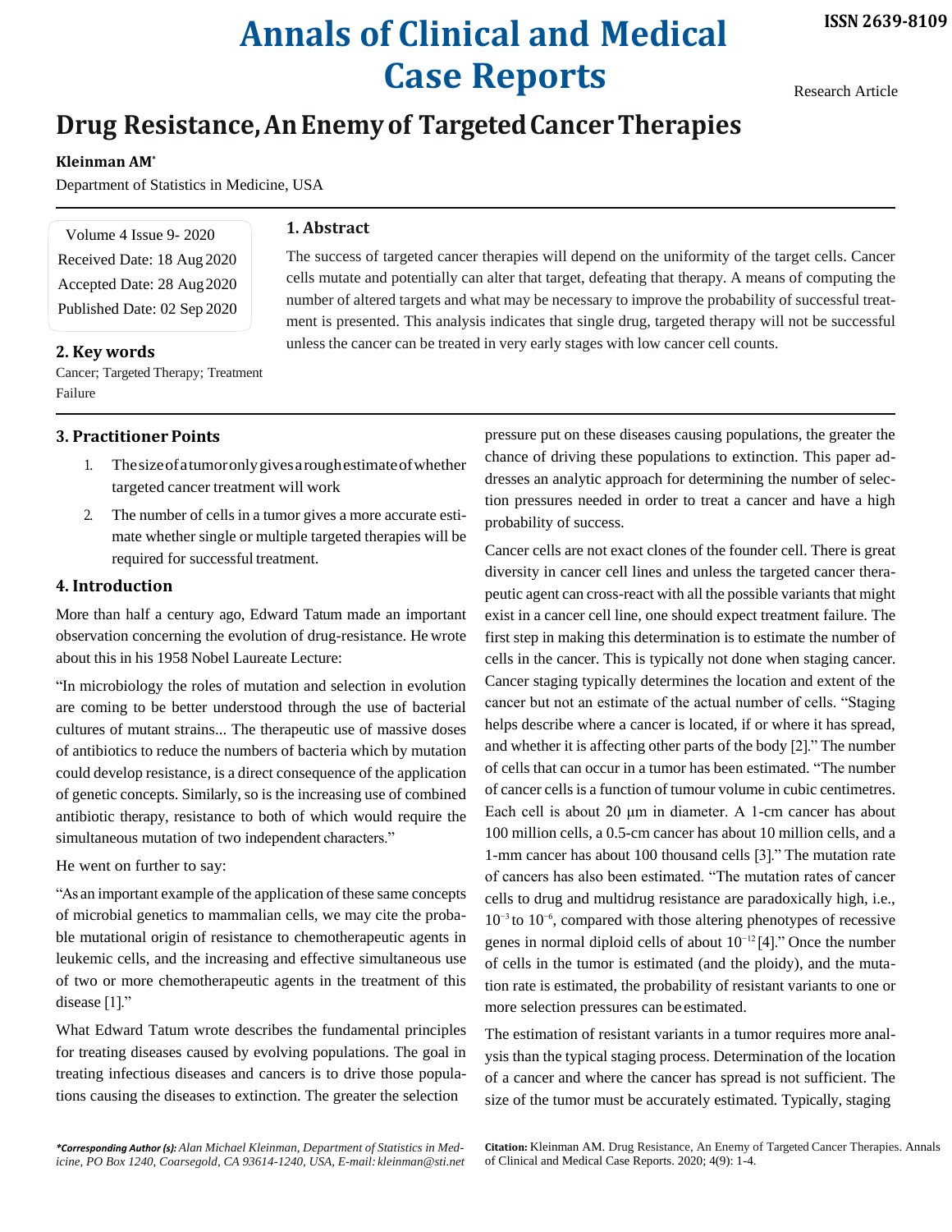# Drug Resistance, An Enemy of Targeted Cancer Therapies

**Kleinman AM***

Department of Statistics in Medicine, USA

Volume 4 Issue 9- 2020
Received Date: 18 Aug 2020
Accepted Date: 28 Aug 2020
Published Date: 02 Sep 2020

## 1. Abstract

The success of targeted cancer therapies will depend on the uniformity of the target cells. Cancer cells mutate and potentially can alter that target, defeating that therapy. A means of computing the number of altered targets and what may be necessary to improve the probability of successful treatment is presented. This analysis indicates that single drug, targeted therapy will not be successful unless the cancer can be treated in very early stages with low cancer cell counts.

## 2. Key words

Cancer; Targeted Therapy; Treatment Failure

## 3. Practitioner Points

1. The size of a tumor only gives a rough estimate of whether targeted cancer treatment will work
2. The number of cells in a tumor gives a more accurate estimate whether single or multiple targeted therapies will be required for successful treatment.

## 4. Introduction

More than half a century ago, Edward Tatum made an important observation concerning the evolution of drug-resistance. He wrote about this in his 1958 Nobel Laureate Lecture:

"In microbiology the roles of mutation and selection in evolution are coming to be better understood through the use of bacterial cultures of mutant strains... The therapeutic use of massive doses of antibiotics to reduce the numbers of bacteria which by mutation could develop resistance, is a direct consequence of the application of genetic concepts. Similarly, so is the increasing use of combined antibiotic therapy, resistance to both of which would require the simultaneous mutation of two independent characters."

He went on further to say:

"As an important example of the application of these same concepts of microbial genetics to mammalian cells, we may cite the probable mutational origin of resistance to chemotherapeutic agents in leukemic cells, and the increasing and effective simultaneous use of two or more chemotherapeutic agents in the treatment of this disease [1]."

What Edward Tatum wrote describes the fundamental principles for treating diseases caused by evolving populations. The goal in treating infectious diseases and cancers is to drive those populations causing the diseases to extinction. The greater the selection pressure put on these diseases causing populations, the greater the chance of driving these populations to extinction. This paper addresses an analytic approach for determining the number of selection pressures needed in order to treat a cancer and have a high probability of success.

Cancer cells are not exact clones of the founder cell. There is great diversity in cancer cell lines and unless the targeted cancer therapeutic agent can cross-react with all the possible variants that might exist in a cancer cell line, one should expect treatment failure. The first step in making this determination is to estimate the number of cells in the cancer. This is typically not done when staging cancer. Cancer staging typically determines the location and extent of the cancer but not an estimate of the actual number of cells. "Staging helps describe where a cancer is located, if or where it has spread, and whether it is affecting other parts of the body [2]." The number of cells that can occur in a tumor has been estimated. "The number of cancer cells is a function of tumour volume in cubic centimetres. Each cell is about 20 μm in diameter. A 1-cm cancer has about 100 million cells, a 0.5-cm cancer has about 10 million cells, and a 1-mm cancer has about 100 thousand cells [3]." The mutation rate of cancers has also been estimated. "The mutation rates of cancer cells to drug and multidrug resistance are paradoxically high, i.e., $10^{-3}$ to $10^{-6}$, compared with those altering phenotypes of recessive genes in normal diploid cells of about $10^{-12}$ [4]." Once the number of cells in the tumor is estimated (and the ploidy), and the mutation rate is estimated, the probability of resistant variants to one or more selection pressures can be estimated.

The estimation of resistant variants in a tumor requires more analysis than the typical staging process. Determination of the location of a cancer and where the cancer has spread is not sufficient. The size of the tumor must be accurately estimated. Typically, staging

**\*Corresponding Author (s):** *Alan Michael Kleinman, Department of Statistics in Medicine, PO Box 1240, Coarsegold, CA 93614-1240, USA, E-mail: kleinman@sti.net*

**Citation:** Kleinman AM. Drug Resistance, An Enemy of Targeted Cancer Therapies. Annals of Clinical and Medical Case Reports. 2020; 4(9): 1-4.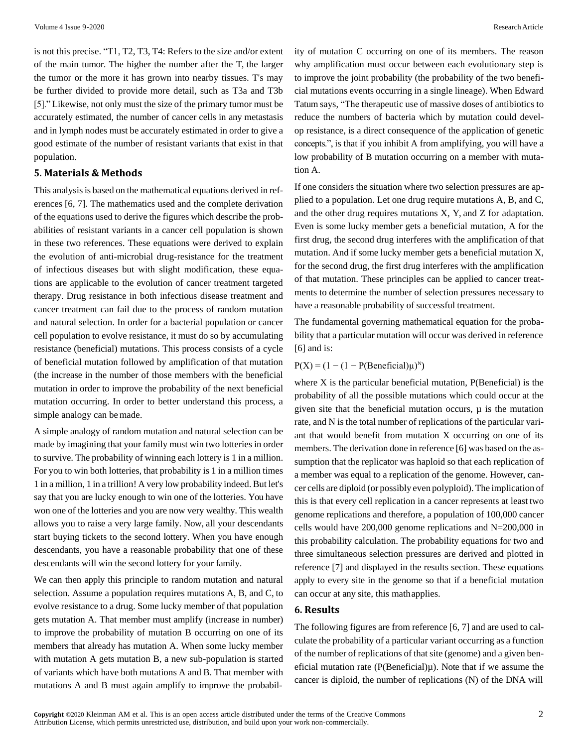is not this precise. "T1, T2, T3, T4: Refers to the size and/or extent of the main tumor. The higher the number after the T, the larger the tumor or the more it has grown into nearby tissues. T's may be further divided to provide more detail, such as T3a and T3b [5]." Likewise, not only must the size of the primary tumor must be accurately estimated, the number of cancer cells in any metastasis and in lymph nodes must be accurately estimated in order to give a good estimate of the number of resistant variants that exist in that population.

## 5. Materials & Methods

This analysis is based on the mathematical equations derived in references [6, 7]. The mathematics used and the complete derivation of the equations used to derive the figures which describe the probabilities of resistant variants in a cancer cell population is shown in these two references. These equations were derived to explain the evolution of anti-microbial drug-resistance for the treatment of infectious diseases but with slight modification, these equations are applicable to the evolution of cancer treatment targeted therapy. Drug resistance in both infectious disease treatment and cancer treatment can fail due to the process of random mutation and natural selection. In order for a bacterial population or cancer cell population to evolve resistance, it must do so by accumulating resistance (beneficial) mutations. This process consists of a cycle of beneficial mutation followed by amplification of that mutation (the increase in the number of those members with the beneficial mutation in order to improve the probability of the next beneficial mutation occurring. In order to better understand this process, a simple analogy can be made.

A simple analogy of random mutation and natural selection can be made by imagining that your family must win two lotteries in order to survive. The probability of winning each lottery is 1 in a million. For you to win both lotteries, that probability is 1 in a million times 1 in a million, 1 in a trillion! A very low probability indeed. But let's say that you are lucky enough to win one of the lotteries. You have won one of the lotteries and you are now very wealthy. This wealth allows you to raise a very large family. Now, all your descendants start buying tickets to the second lottery. When you have enough descendants, you have a reasonable probability that one of these descendants will win the second lottery for your family.

We can then apply this principle to random mutation and natural selection. Assume a population requires mutations A, B, and C, to evolve resistance to a drug. Some lucky member of that population gets mutation A. That member must amplify (increase in number) to improve the probability of mutation B occurring on one of its members that already has mutation A. When some lucky member with mutation A gets mutation B, a new sub-population is started of variants which have both mutations A and B. That member with mutations A and B must again amplify to improve the probability of mutation C occurring on one of its members. The reason why amplification must occur between each evolutionary step is to improve the joint probability (the probability of the two beneficial mutations events occurring in a single lineage). When Edward Tatum says, "The therapeutic use of massive doses of antibiotics to reduce the numbers of bacteria which by mutation could develop resistance, is a direct consequence of the application of genetic concepts.", is that if you inhibit A from amplifying, you will have a low probability of B mutation occurring on a member with mutation A.

If one considers the situation where two selection pressures are applied to a population. Let one drug require mutations A, B, and C, and the other drug requires mutations X, Y, and Z for adaptation. Even is some lucky member gets a beneficial mutation, A for the first drug, the second drug interferes with the amplification of that mutation. And if some lucky member gets a beneficial mutation X, for the second drug, the first drug interferes with the amplification of that mutation. These principles can be applied to cancer treatments to determine the number of selection pressures necessary to have a reasonable probability of successful treatment.

The fundamental governing mathematical equation for the probability that a particular mutation will occur was derived in reference [6] and is:

$$P(X) = (1 - (1 - P(\text{Beneficial})\mu)^N)$$

where X is the particular beneficial mutation, P(Beneficial) is the probability of all the possible mutations which could occur at the given site that the beneficial mutation occurs, $\mu$ is the mutation rate, and N is the total number of replications of the particular variant that would benefit from mutation X occurring on one of its members. The derivation done in reference [6] was based on the assumption that the replicator was haploid so that each replication of a member was equal to a replication of the genome. However, cancer cells are diploid (or possibly even polyploid). The implication of this is that every cell replication in a cancer represents at least two genome replications and therefore, a population of 100,000 cancer cells would have 200,000 genome replications and N=200,000 in this probability calculation. The probability equations for two and three simultaneous selection pressures are derived and plotted in reference [7] and displayed in the results section. These equations apply to every site in the genome so that if a beneficial mutation can occur at any site, this math applies.

## 6. Results

The following figures are from reference [6, 7] and are used to calculate the probability of a particular variant occurring as a function of the number of replications of that site (genome) and a given beneficial mutation rate (P(Beneficial)$\mu$). Note that if we assume the cancer is diploid, the number of replications (N) of the DNA will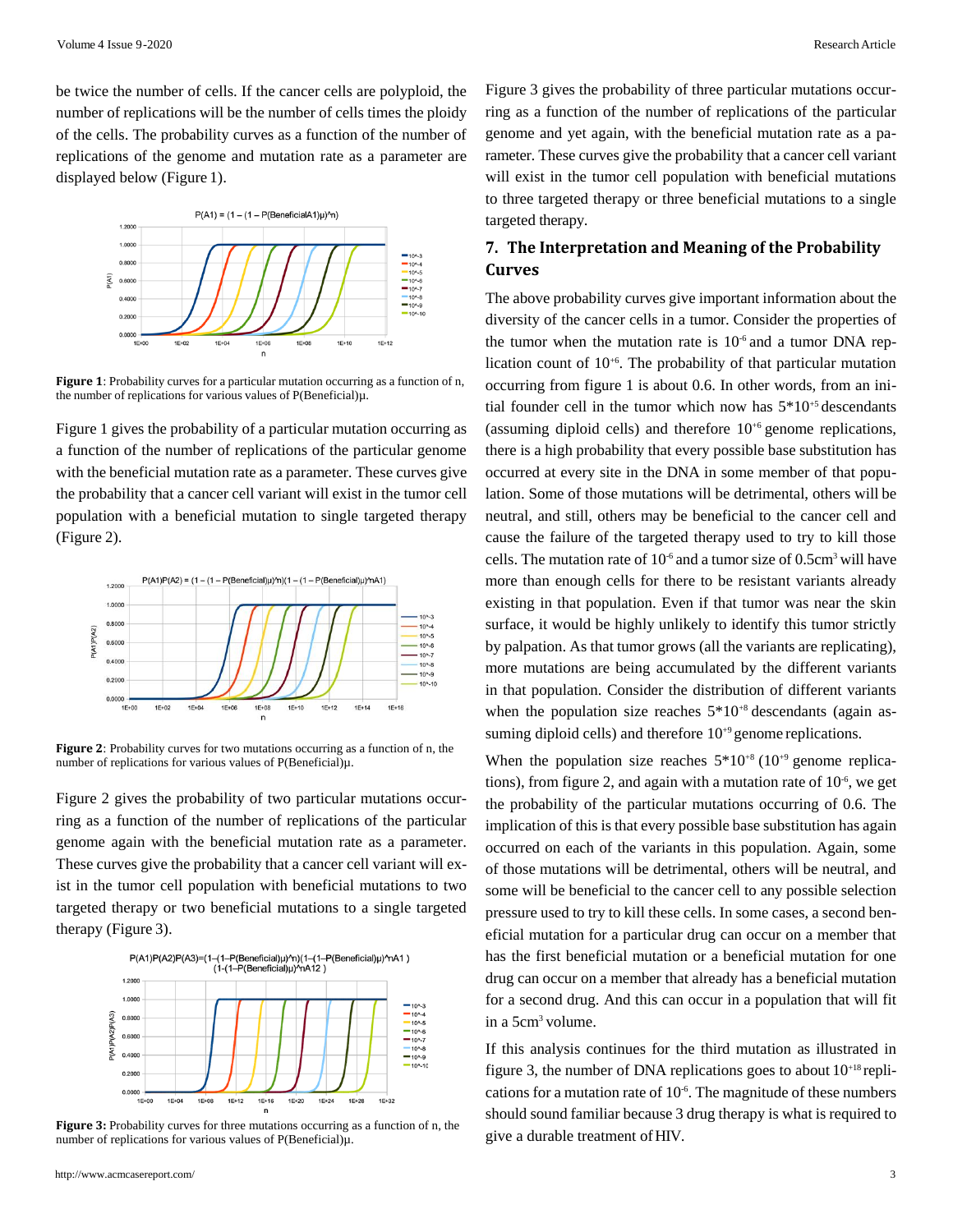be twice the number of cells. If the cancer cells are polyploid, the number of replications will be the number of cells times the ploidy of the cells. The probability curves as a function of the number of replications of the genome and mutation rate as a parameter are displayed below (Figure 1).

**Figure 1**: Probability curves for a particular mutation occurring as a function of n, the number of replications for various values of P(Beneficial)μ.

Figure 1 gives the probability of a particular mutation occurring as a function of the number of replications of the particular genome with the beneficial mutation rate as a parameter. These curves give the probability that a cancer cell variant will exist in the tumor cell population with a beneficial mutation to single targeted therapy (Figure 2).

**Figure 2**: Probability curves for two mutations occurring as a function of n, the number of replications for various values of P(Beneficial)μ.

Figure 2 gives the probability of two particular mutations occurring as a function of the number of replications of the particular genome again with the beneficial mutation rate as a parameter. These curves give the probability that a cancer cell variant will exist in the tumor cell population with beneficial mutations to two targeted therapy or two beneficial mutations to a single targeted therapy (Figure 3).

**Figure 3:** Probability curves for three mutations occurring as a function of n, the number of replications for various values of P(Beneficial)μ.

Figure 3 gives the probability of three particular mutations occurring as a function of the number of replications of the particular genome and yet again, with the beneficial mutation rate as a parameter. These curves give the probability that a cancer cell variant will exist in the tumor cell population with beneficial mutations to three targeted therapy or three beneficial mutations to a single targeted therapy.

## 7. The Interpretation and Meaning of the Probability Curves

The above probability curves give important information about the diversity of the cancer cells in a tumor. Consider the properties of the tumor when the mutation rate is $10^{-6}$ and a tumor DNA replication count of $10^{+6}$. The probability of that particular mutation occurring from figure 1 is about 0.6. In other words, from an initial founder cell in the tumor which now has $5*10^{+5}$ descendants (assuming diploid cells) and therefore $10^{+6}$ genome replications, there is a high probability that every possible base substitution has occurred at every site in the DNA in some member of that population. Some of those mutations will be detrimental, others will be neutral, and still, others may be beneficial to the cancer cell and cause the failure of the targeted therapy used to try to kill those cells. The mutation rate of $10^{-6}$ and a tumor size of 0.5cm$^3$ will have more than enough cells for there to be resistant variants already existing in that population. Even if that tumor was near the skin surface, it would be highly unlikely to identify this tumor strictly by palpation. As that tumor grows (all the variants are replicating), more mutations are being accumulated by the different variants in that population. Consider the distribution of different variants when the population size reaches $5*10^{+8}$ descendants (again assuming diploid cells) and therefore $10^{+9}$ genome replications.

When the population size reaches $5*10^{+8}$ ($10^{+9}$ genome replications), from figure 2, and again with a mutation rate of $10^{-6}$, we get the probability of the particular mutations occurring of 0.6. The implication of this is that every possible base substitution has again occurred on each of the variants in this population. Again, some of those mutations will be detrimental, others will be neutral, and some will be beneficial to the cancer cell to any possible selection pressure used to try to kill these cells. In some cases, a second beneficial mutation for a particular drug can occur on a member that has the first beneficial mutation or a beneficial mutation for one drug can occur on a member that already has a beneficial mutation for a second drug. And this can occur in a population that will fit in a 5cm$^3$ volume.

If this analysis continues for the third mutation as illustrated in figure 3, the number of DNA replications goes to about $10^{+18}$ replications for a mutation rate of $10^{-6}$. The magnitude of these numbers should sound familiar because 3 drug therapy is what is required to give a durable treatment of HIV.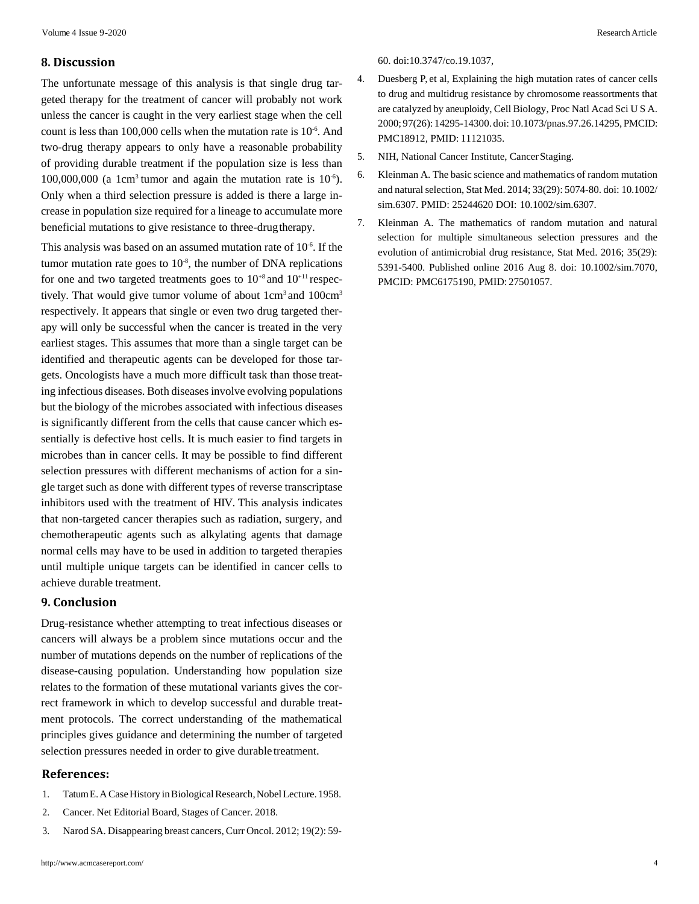## 8. Discussion

The unfortunate message of this analysis is that single drug targeted therapy for the treatment of cancer will probably not work unless the cancer is caught in the very earliest stage when the cell count is less than 100,000 cells when the mutation rate is $10^{-6}$. And two-drug therapy appears to only have a reasonable probability of providing durable treatment if the population size is less than 100,000,000 (a $1cm^3$ tumor and again the mutation rate is $10^{-6}$). Only when a third selection pressure is added is there a large increase in population size required for a lineage to accumulate more beneficial mutations to give resistance to three-drug therapy.

This analysis was based on an assumed mutation rate of $10^{-6}$. If the tumor mutation rate goes to $10^{-8}$, the number of DNA replications for one and two targeted treatments goes to $10^{+8}$ and $10^{+11}$ respectively. That would give tumor volume of about $1cm^3$ and $100cm^3$ respectively. It appears that single or even two drug targeted therapy will only be successful when the cancer is treated in the very earliest stages. This assumes that more than a single target can be identified and therapeutic agents can be developed for those targets. Oncologists have a much more difficult task than those treating infectious diseases. Both diseases involve evolving populations but the biology of the microbes associated with infectious diseases is significantly different from the cells that cause cancer which essentially is defective host cells. It is much easier to find targets in microbes than in cancer cells. It may be possible to find different selection pressures with different mechanisms of action for a single target such as done with different types of reverse transcriptase inhibitors used with the treatment of HIV. This analysis indicates that non-targeted cancer therapies such as radiation, surgery, and chemotherapeutic agents such as alkylating agents that damage normal cells may have to be used in addition to targeted therapies until multiple unique targets can be identified in cancer cells to achieve durable treatment.

## 9. Conclusion

Drug-resistance whether attempting to treat infectious diseases or cancers will always be a problem since mutations occur and the number of mutations depends on the number of replications of the disease-causing population. Understanding how population size relates to the formation of these mutational variants gives the correct framework in which to develop successful and durable treatment protocols. The correct understanding of the mathematical principles gives guidance and determining the number of targeted selection pressures needed in order to give durable treatment.

## References:

1. Tatum E. A Case History in Biological Research, Nobel Lecture. 1958.
2. Cancer. Net Editorial Board, Stages of Cancer. 2018.
3. Narod SA. Disappearing breast cancers, Curr Oncol. 2012; 19(2): 59-60. doi:10.3747/co.19.1037,
4. Duesberg P, et al, Explaining the high mutation rates of cancer cells to drug and multidrug resistance by chromosome reassortments that are catalyzed by aneuploidy, Cell Biology, Proc Natl Acad Sci U S A. 2000; 97(26): 14295-14300. doi: 10.1073/pnas.97.26.14295, PMCID: PMC18912, PMID: 11121035.
5. NIH, National Cancer Institute, Cancer Staging.
6. Kleinman A. The basic science and mathematics of random mutation and natural selection, Stat Med. 2014; 33(29): 5074-80. doi: 10.1002/sim.6307. PMID: 25244620 DOI: 10.1002/sim.6307.
7. Kleinman A. The mathematics of random mutation and natural selection for multiple simultaneous selection pressures and the evolution of antimicrobial drug resistance, Stat Med. 2016; 35(29): 5391-5400. Published online 2016 Aug 8. doi: 10.1002/sim.7070, PMCID: PMC6175190, PMID: 27501057.